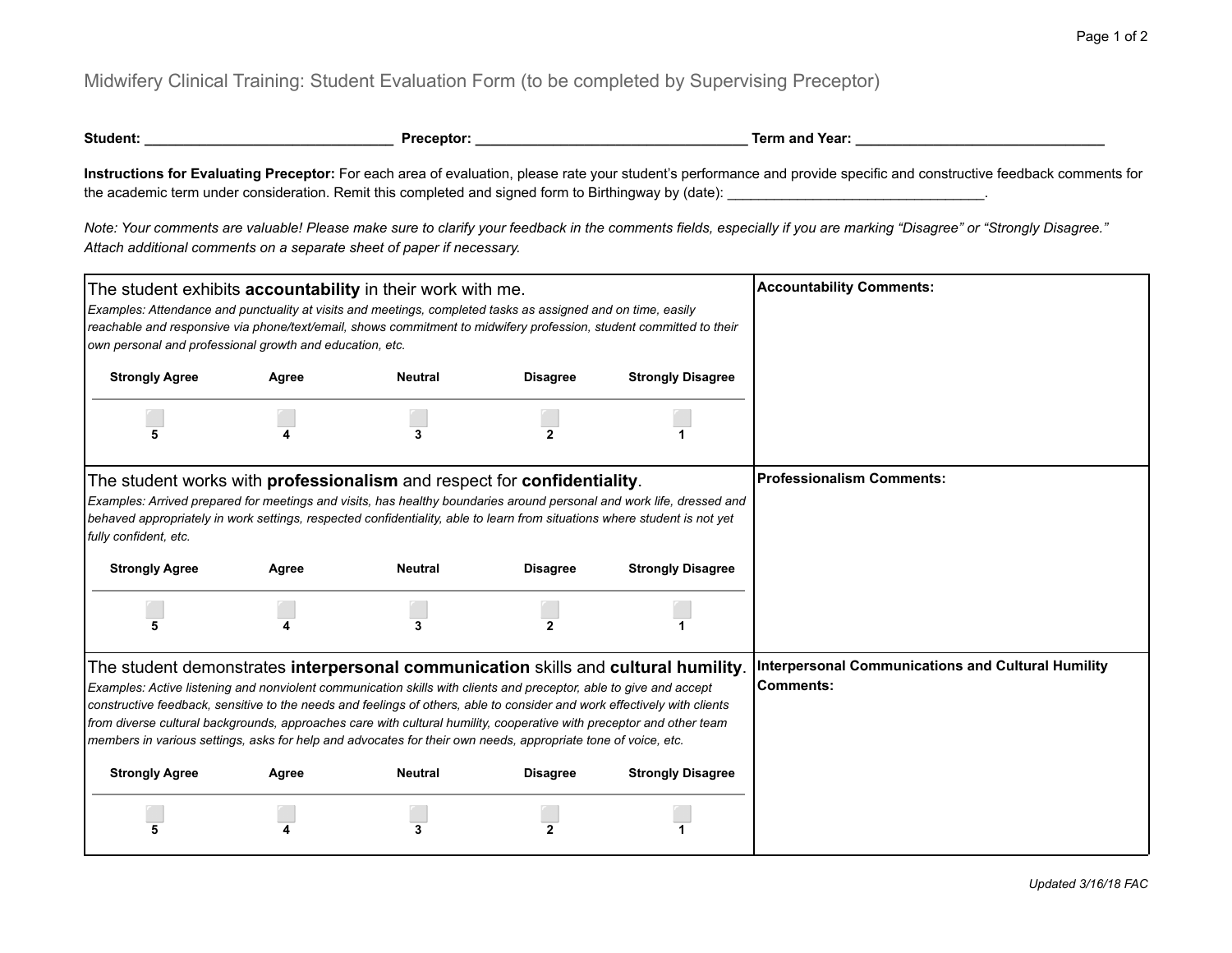# Midwifery Clinical Training: Student Evaluation Form (to be completed by Supervising Preceptor)

**Student:** _______________________________ **Preceptor:** __________________________________ **Term and Year:** _______________________________

**Instructions for Evaluating Preceptor:** For each area of evaluation, please rate your student's performance and provide specific and constructive feedback comments for the academic term under consideration. Remit this completed and signed form to Birthingway by (date): _________________________________.

*Note: Your comments are valuable! Please make sure to clarify your feedback in the comments fields, especially if you are marking "Disagree" or "Strongly Disagree." Attach additional comments on a separate sheet of paper if necessary.*

| Area of Evaluation | Comments |
|---|---|
| The student exhibits **accountability** in their work with me.<br>*Examples: Attendance and punctuality at visits and meetings, completed tasks as assigned and on time, easily reachable and responsive via phone/text/email, shows commitment to midwifery profession, student committed to their own personal and professional growth and education, etc.*<br><br>**Strongly Agree** ☐ 5 · **Agree** ☐ 4 · **Neutral** ☐ 3 · **Disagree** ☐ 2 · **Strongly Disagree** ☐ 1 | **Accountability Comments:** |
| The student works with **professionalism** and respect for **confidentiality**.<br>*Examples: Arrived prepared for meetings and visits, has healthy boundaries around personal and work life, dressed and behaved appropriately in work settings, respected confidentiality, able to learn from situations where student is not yet fully confident, etc.*<br><br>**Strongly Agree** ☐ 5 · **Agree** ☐ 4 · **Neutral** ☐ 3 · **Disagree** ☐ 2 · **Strongly Disagree** ☐ 1 | **Professionalism Comments:** |
| The student demonstrates **interpersonal communication** skills and **cultural humility**.<br>*Examples: Active listening and nonviolent communication skills with clients and preceptor, able to give and accept constructive feedback, sensitive to the needs and feelings of others, able to consider and work effectively with clients from diverse cultural backgrounds, approaches care with cultural humility, cooperative with preceptor and other team members in various settings, asks for help and advocates for their own needs, appropriate tone of voice, etc.*<br><br>**Strongly Agree** ☐ 5 · **Agree** ☐ 4 · **Neutral** ☐ 3 · **Disagree** ☐ 2 · **Strongly Disagree** ☐ 1 | **Interpersonal Communications and Cultural Humility Comments:** |

*Updated 3/16/18 FAC*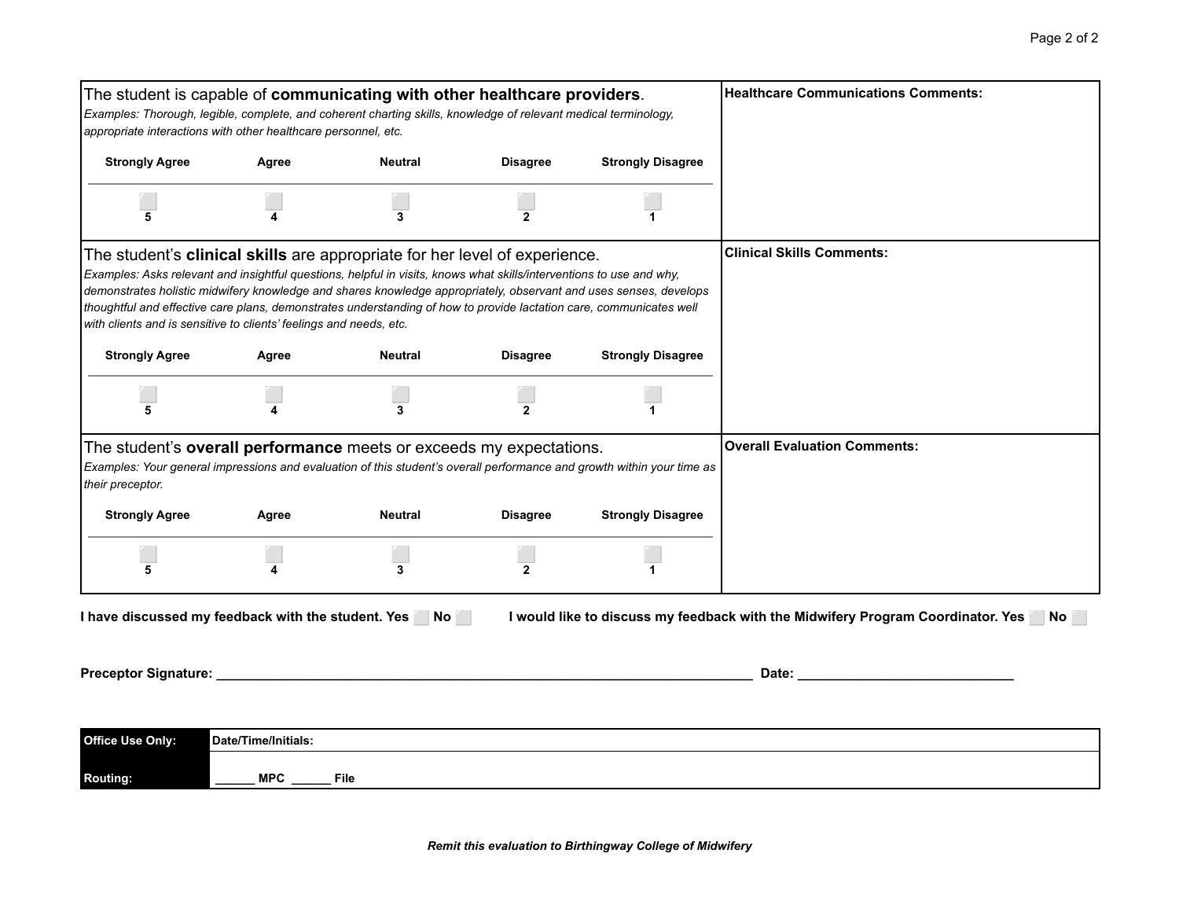| | |
|---|---|
| The student is capable of **communicating with other healthcare providers**.<br>*Examples: Thorough, legible, complete, and coherent charting skills, knowledge of relevant medical terminology, appropriate interactions with other healthcare personnel, etc.*<br><br>**Strongly Agree** ☐ 5 · **Agree** ☐ 4 · **Neutral** ☐ 3 · **Disagree** ☐ 2 · **Strongly Disagree** ☐ 1 | **Healthcare Communications Comments:** |
| The student's **clinical skills** are appropriate for her level of experience.<br>*Examples: Asks relevant and insightful questions, helpful in visits, knows what skills/interventions to use and why, demonstrates holistic midwifery knowledge and shares knowledge appropriately, observant and uses senses, develops thoughtful and effective care plans, demonstrates understanding of how to provide lactation care, communicates well with clients and is sensitive to clients' feelings and needs, etc.*<br><br>**Strongly Agree** ☐ 5 · **Agree** ☐ 4 · **Neutral** ☐ 3 · **Disagree** ☐ 2 · **Strongly Disagree** ☐ 1 | **Clinical Skills Comments:** |
| The student's **overall performance** meets or exceeds my expectations.<br>*Examples: Your general impressions and evaluation of this student's overall performance and growth within your time as their preceptor.*<br><br>**Strongly Agree** ☐ 5 · **Agree** ☐ 4 · **Neutral** ☐ 3 · **Disagree** ☐ 2 · **Strongly Disagree** ☐ 1 | **Overall Evaluation Comments:** |

**I have discussed my feedback with the student. Yes ☐ No ☐**

**I would like to discuss my feedback with the Midwifery Program Coordinator. Yes ☐ No ☐**

**Preceptor Signature:** ___________________________________________________________________________ **Date:** _____________________________

| | |
|---|---|
| **Office Use Only:** | **Date/Time/Initials:** |
| **Routing:** | ______ **MPC** ______ **File** |

***Remit this evaluation to Birthingway College of Midwifery***